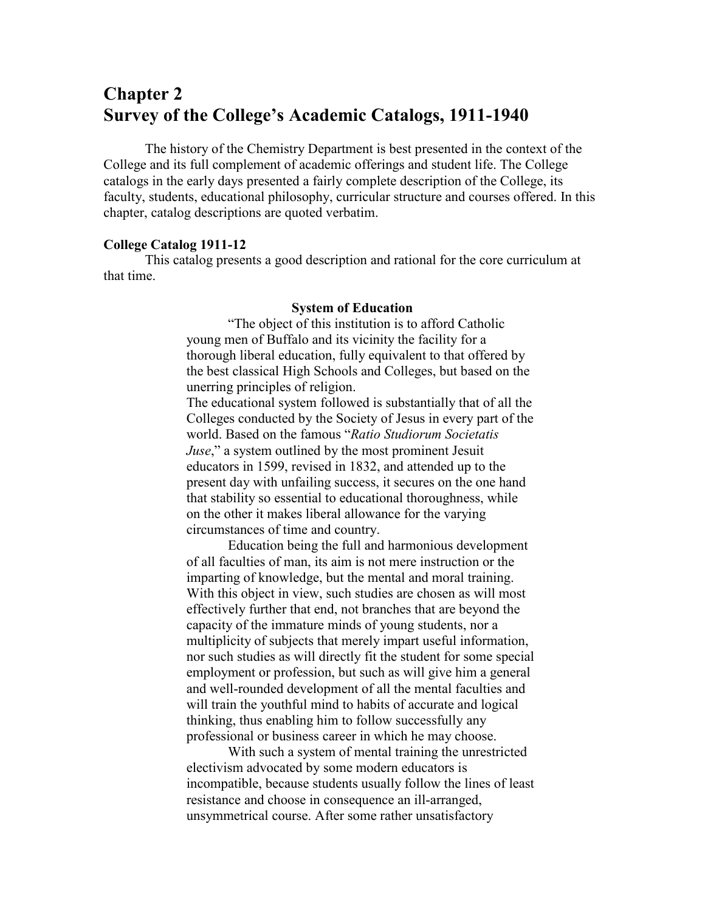# Chapter 2
# Survey of the College's Academic Catalogs, 1911-1940

The history of the Chemistry Department is best presented in the context of the College and its full complement of academic offerings and student life. The College catalogs in the early days presented a fairly complete description of the College, its faculty, students, educational philosophy, curricular structure and courses offered. In this chapter, catalog descriptions are quoted verbatim.

**College Catalog 1911-12**

This catalog presents a good description and rational for the core curriculum at that time.

> **System of Education**
>
> "The object of this institution is to afford Catholic young men of Buffalo and its vicinity the facility for a thorough liberal education, fully equivalent to that offered by the best classical High Schools and Colleges, but based on the unerring principles of religion.
>
> The educational system followed is substantially that of all the Colleges conducted by the Society of Jesus in every part of the world. Based on the famous "*Ratio Studiorum Societatis Juse*," a system outlined by the most prominent Jesuit educators in 1599, revised in 1832, and attended up to the present day with unfailing success, it secures on the one hand that stability so essential to educational thoroughness, while on the other it makes liberal allowance for the varying circumstances of time and country.
>
> Education being the full and harmonious development of all faculties of man, its aim is not mere instruction or the imparting of knowledge, but the mental and moral training. With this object in view, such studies are chosen as will most effectively further that end, not branches that are beyond the capacity of the immature minds of young students, nor a multiplicity of subjects that merely impart useful information, nor such studies as will directly fit the student for some special employment or profession, but such as will give him a general and well-rounded development of all the mental faculties and will train the youthful mind to habits of accurate and logical thinking, thus enabling him to follow successfully any professional or business career in which he may choose.
>
> With such a system of mental training the unrestricted electivism advocated by some modern educators is incompatible, because students usually follow the lines of least resistance and choose in consequence an ill-arranged, unsymmetrical course. After some rather unsatisfactory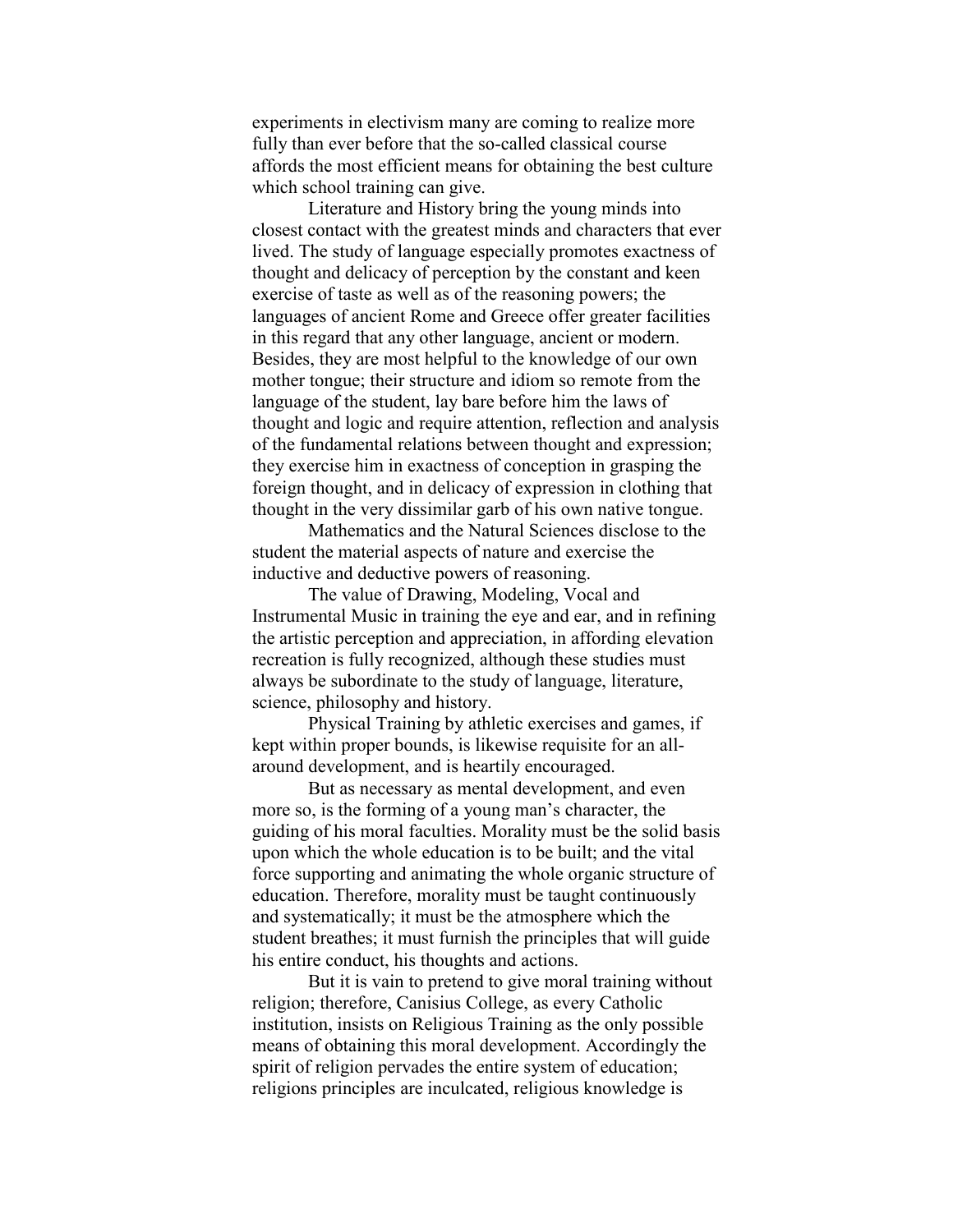experiments in electivism many are coming to realize more fully than ever before that the so-called classical course affords the most efficient means for obtaining the best culture which school training can give.

Literature and History bring the young minds into closest contact with the greatest minds and characters that ever lived. The study of language especially promotes exactness of thought and delicacy of perception by the constant and keen exercise of taste as well as of the reasoning powers; the languages of ancient Rome and Greece offer greater facilities in this regard that any other language, ancient or modern. Besides, they are most helpful to the knowledge of our own mother tongue; their structure and idiom so remote from the language of the student, lay bare before him the laws of thought and logic and require attention, reflection and analysis of the fundamental relations between thought and expression; they exercise him in exactness of conception in grasping the foreign thought, and in delicacy of expression in clothing that thought in the very dissimilar garb of his own native tongue.

Mathematics and the Natural Sciences disclose to the student the material aspects of nature and exercise the inductive and deductive powers of reasoning.

The value of Drawing, Modeling, Vocal and Instrumental Music in training the eye and ear, and in refining the artistic perception and appreciation, in affording elevation recreation is fully recognized, although these studies must always be subordinate to the study of language, literature, science, philosophy and history.

Physical Training by athletic exercises and games, if kept within proper bounds, is likewise requisite for an all-around development, and is heartily encouraged.

But as necessary as mental development, and even more so, is the forming of a young man's character, the guiding of his moral faculties. Morality must be the solid basis upon which the whole education is to be built; and the vital force supporting and animating the whole organic structure of education. Therefore, morality must be taught continuously and systematically; it must be the atmosphere which the student breathes; it must furnish the principles that will guide his entire conduct, his thoughts and actions.

But it is vain to pretend to give moral training without religion; therefore, Canisius College, as every Catholic institution, insists on Religious Training as the only possible means of obtaining this moral development. Accordingly the spirit of religion pervades the entire system of education; religions principles are inculcated, religious knowledge is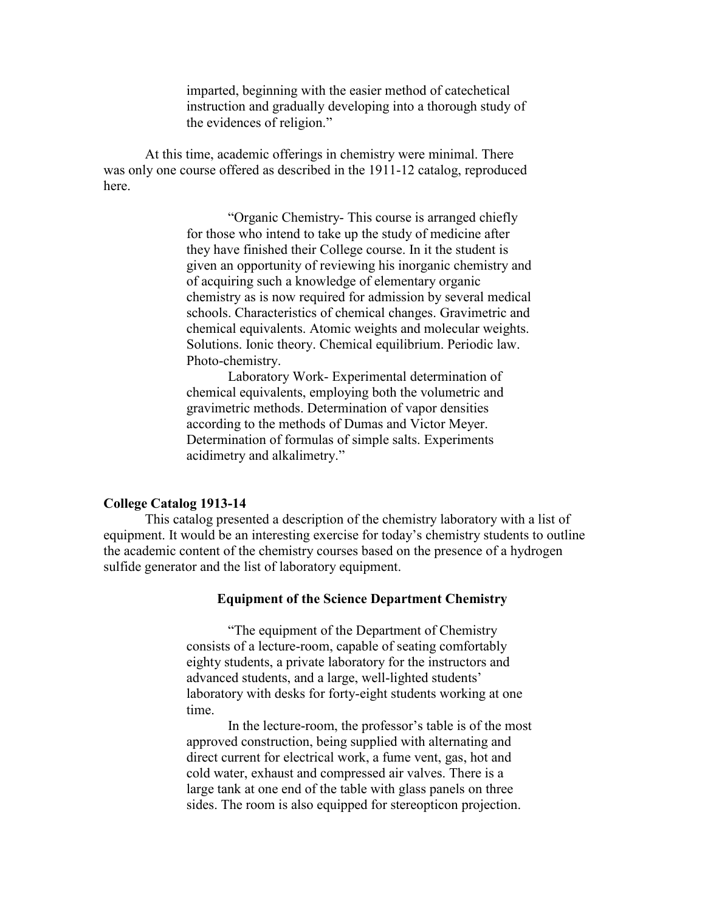> imparted, beginning with the easier method of catechetical instruction and gradually developing into a thorough study of the evidences of religion."

At this time, academic offerings in chemistry were minimal. There was only one course offered as described in the 1911-12 catalog, reproduced here.

> "Organic Chemistry- This course is arranged chiefly for those who intend to take up the study of medicine after they have finished their College course. In it the student is given an opportunity of reviewing his inorganic chemistry and of acquiring such a knowledge of elementary organic chemistry as is now required for admission by several medical schools. Characteristics of chemical changes. Gravimetric and chemical equivalents. Atomic weights and molecular weights. Solutions. Ionic theory. Chemical equilibrium. Periodic law. Photo-chemistry.
>
> Laboratory Work- Experimental determination of chemical equivalents, employing both the volumetric and gravimetric methods. Determination of vapor densities according to the methods of Dumas and Victor Meyer. Determination of formulas of simple salts. Experiments acidimetry and alkalimetry."

**College Catalog 1913-14**

This catalog presented a description of the chemistry laboratory with a list of equipment. It would be an interesting exercise for today's chemistry students to outline the academic content of the chemistry courses based on the presence of a hydrogen sulfide generator and the list of laboratory equipment.

**Equipment of the Science Department Chemistry**

> "The equipment of the Department of Chemistry consists of a lecture-room, capable of seating comfortably eighty students, a private laboratory for the instructors and advanced students, and a large, well-lighted students' laboratory with desks for forty-eight students working at one time.
>
> In the lecture-room, the professor's table is of the most approved construction, being supplied with alternating and direct current for electrical work, a fume vent, gas, hot and cold water, exhaust and compressed air valves. There is a large tank at one end of the table with glass panels on three sides. The room is also equipped for stereopticon projection.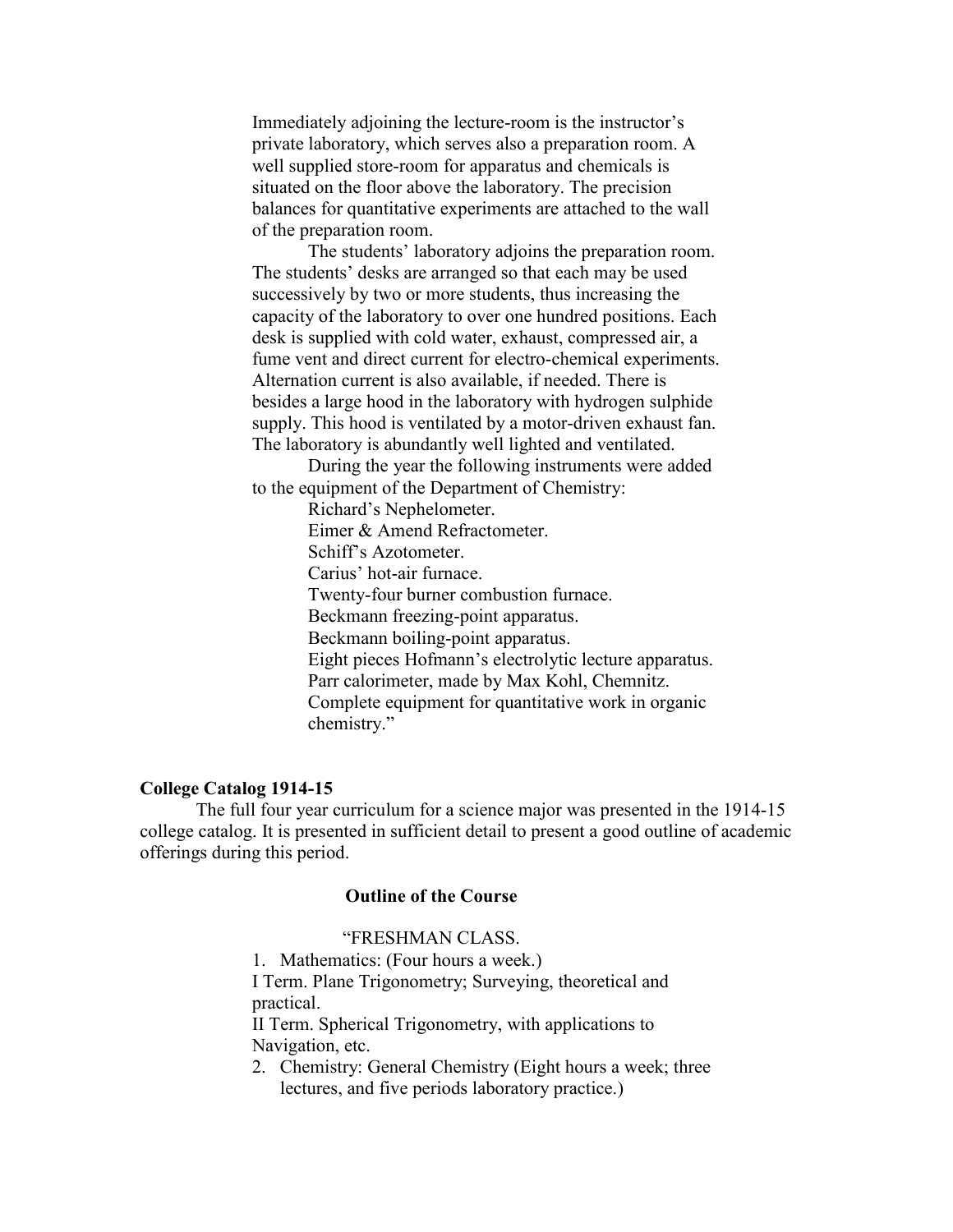Immediately adjoining the lecture-room is the instructor's private laboratory, which serves also a preparation room. A well supplied store-room for apparatus and chemicals is situated on the floor above the laboratory. The precision balances for quantitative experiments are attached to the wall of the preparation room.

The students' laboratory adjoins the preparation room. The students' desks are arranged so that each may be used successively by two or more students, thus increasing the capacity of the laboratory to over one hundred positions. Each desk is supplied with cold water, exhaust, compressed air, a fume vent and direct current for electro-chemical experiments. Alternation current is also available, if needed. There is besides a large hood in the laboratory with hydrogen sulphide supply. This hood is ventilated by a motor-driven exhaust fan. The laboratory is abundantly well lighted and ventilated.

During the year the following instruments were added to the equipment of the Department of Chemistry:

Richard's Nephelometer.
Eimer & Amend Refractometer.
Schiff's Azotometer.
Carius' hot-air furnace.
Twenty-four burner combustion furnace.
Beckmann freezing-point apparatus.
Beckmann boiling-point apparatus.
Eight pieces Hofmann's electrolytic lecture apparatus.
Parr calorimeter, made by Max Kohl, Chemnitz.
Complete equipment for quantitative work in organic chemistry."

**College Catalog 1914-15**

The full four year curriculum for a science major was presented in the 1914-15 college catalog. It is presented in sufficient detail to present a good outline of academic offerings during this period.

**Outline of the Course**

"FRESHMAN CLASS.

1. Mathematics: (Four hours a week.)
   I Term. Plane Trigonometry; Surveying, theoretical and practical.
   II Term. Spherical Trigonometry, with applications to Navigation, etc.
2. Chemistry: General Chemistry (Eight hours a week; three lectures, and five periods laboratory practice.)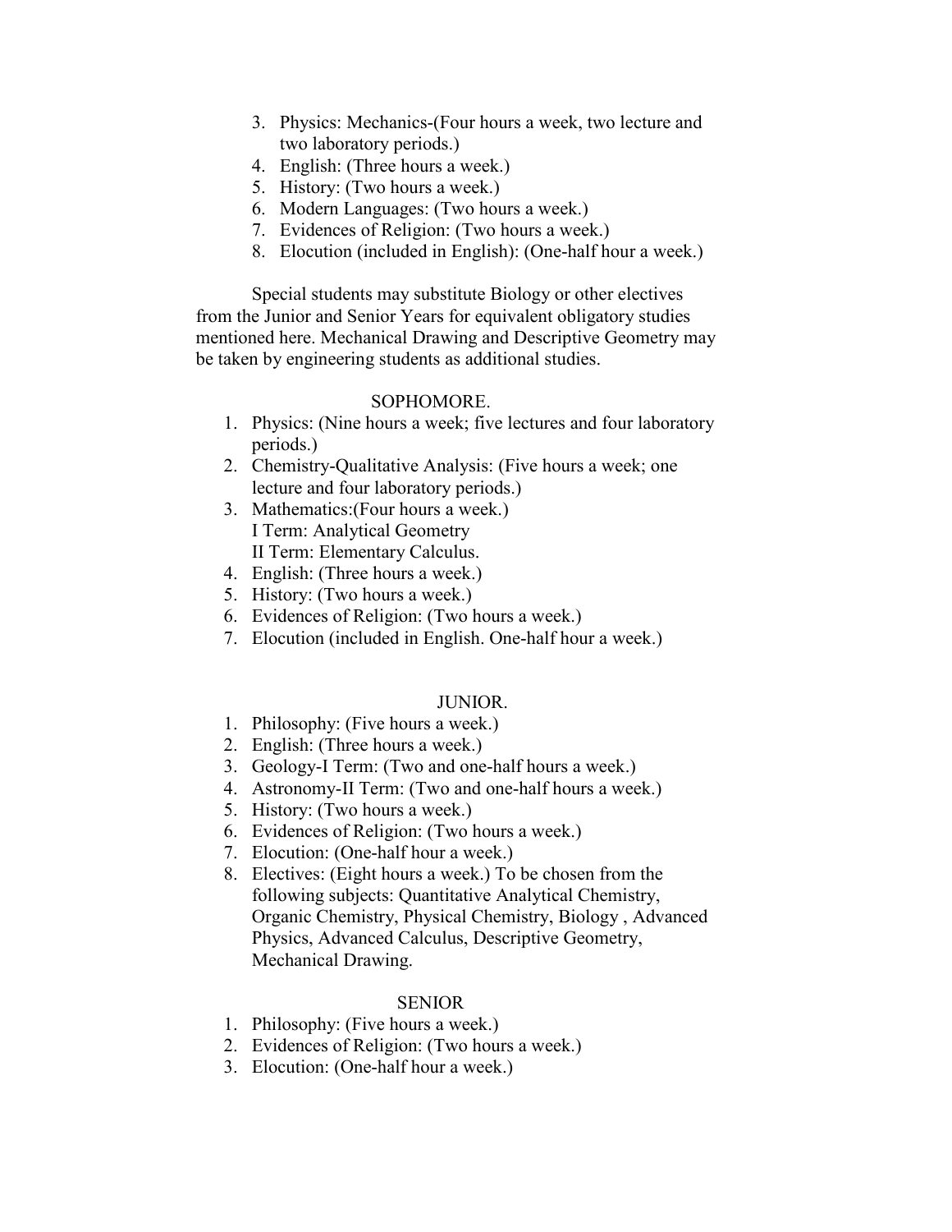3. Physics: Mechanics-(Four hours a week, two lecture and two laboratory periods.)
4. English: (Three hours a week.)
5. History: (Two hours a week.)
6. Modern Languages: (Two hours a week.)
7. Evidences of Religion: (Two hours a week.)
8. Elocution (included in English): (One-half hour a week.)

Special students may substitute Biology or other electives from the Junior and Senior Years for equivalent obligatory studies mentioned here. Mechanical Drawing and Descriptive Geometry may be taken by engineering students as additional studies.

### SOPHOMORE.

1. Physics: (Nine hours a week; five lectures and four laboratory periods.)
2. Chemistry-Qualitative Analysis: (Five hours a week; one lecture and four laboratory periods.)
3. Mathematics:(Four hours a week.)
   I Term: Analytical Geometry
   II Term: Elementary Calculus.
4. English: (Three hours a week.)
5. History: (Two hours a week.)
6. Evidences of Religion: (Two hours a week.)
7. Elocution (included in English. One-half hour a week.)

### JUNIOR.

1. Philosophy: (Five hours a week.)
2. English: (Three hours a week.)
3. Geology-I Term: (Two and one-half hours a week.)
4. Astronomy-II Term: (Two and one-half hours a week.)
5. History: (Two hours a week.)
6. Evidences of Religion: (Two hours a week.)
7. Elocution: (One-half hour a week.)
8. Electives: (Eight hours a week.) To be chosen from the following subjects: Quantitative Analytical Chemistry, Organic Chemistry, Physical Chemistry, Biology , Advanced Physics, Advanced Calculus, Descriptive Geometry, Mechanical Drawing.

### SENIOR

1. Philosophy: (Five hours a week.)
2. Evidences of Religion: (Two hours a week.)
3. Elocution: (One-half hour a week.)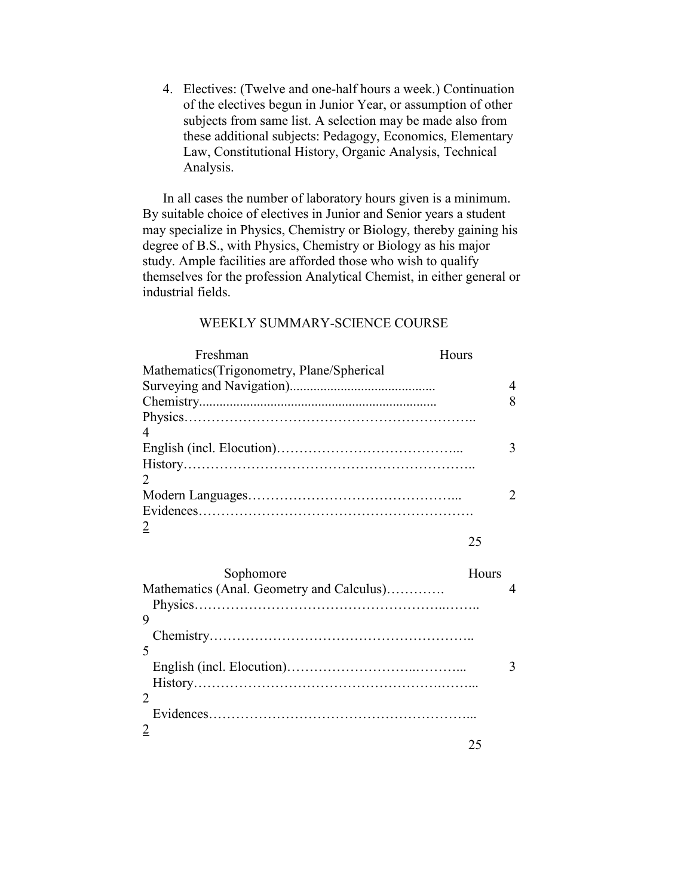4. Electives: (Twelve and one-half hours a week.) Continuation of the electives begun in Junior Year, or assumption of other subjects from same list. A selection may be made also from these additional subjects: Pedagogy, Economics, Elementary Law, Constitutional History, Organic Analysis, Technical Analysis.

In all cases the number of laboratory hours given is a minimum. By suitable choice of electives in Junior and Senior years a student may specialize in Physics, Chemistry or Biology, thereby gaining his degree of B.S., with Physics, Chemistry or Biology as his major study. Ample facilities are afforded those who wish to qualify themselves for the profession Analytical Chemist, in either general or industrial fields.

WEEKLY SUMMARY-SCIENCE COURSE

| Freshman | Hours |
|---|---|
| Mathematics(Trigonometry, Plane/Spherical Surveying and Navigation) | 4 |
| Chemistry | 8 |
| Physics | 4 |
| English (incl. Elocution) | 3 |
| History | 2 |
| Modern Languages | 2 |
| Evidences | 2 |
| | 25 |

| Sophomore | Hours |
|---|---|
| Mathematics (Anal. Geometry and Calculus) | 4 |
| Physics | 9 |
| Chemistry | 5 |
| English (incl. Elocution) | 3 |
| History | 2 |
| Evidences | 2 |
| | 25 |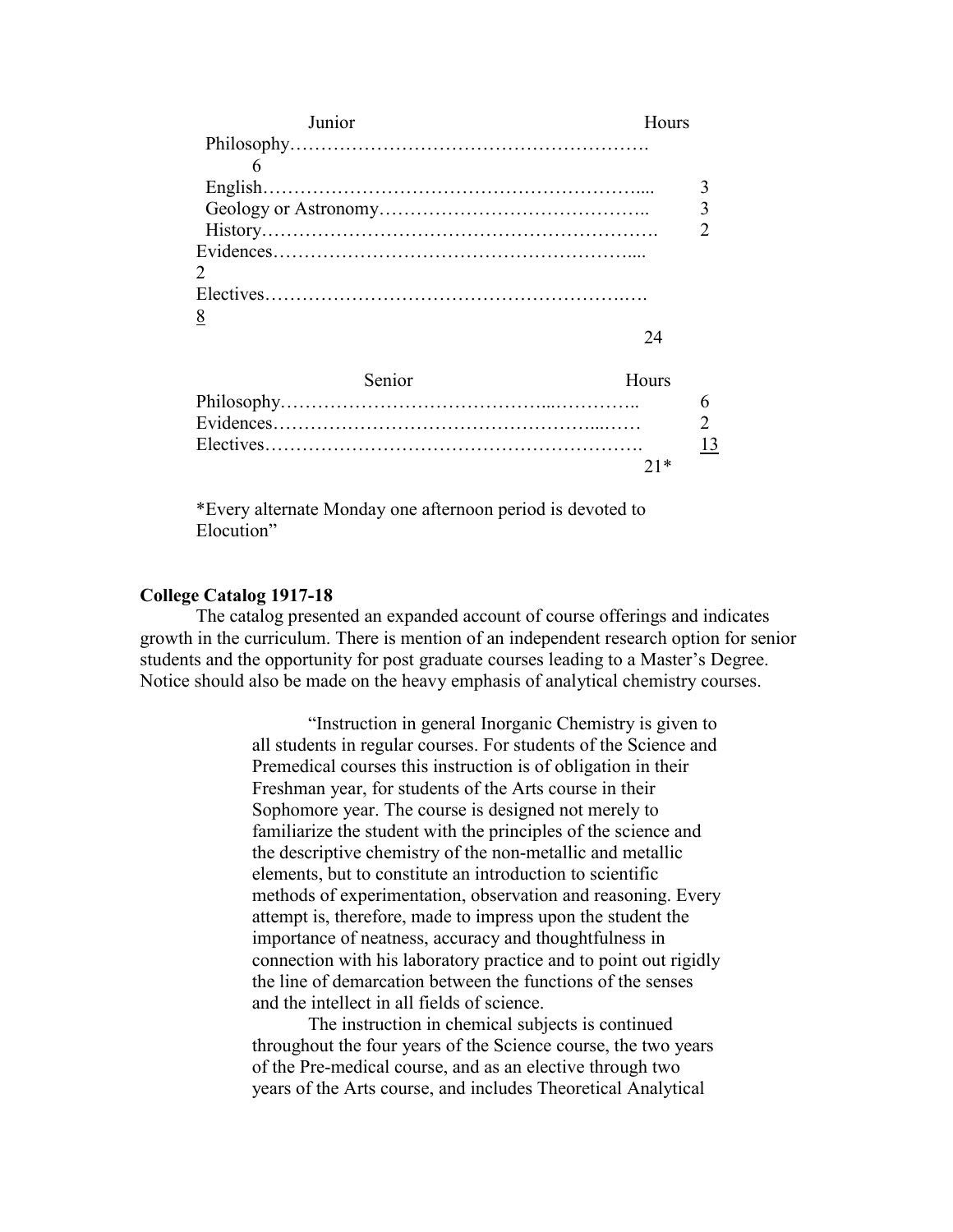| Junior | Hours |
| --- | --- |
| Philosophy | 6 |
| English | 3 |
| Geology or Astronomy | 3 |
| History | 2 |
| Evidences | 2 |
| Electives | 8 |
| | 24 |

| Senior | Hours |
| --- | --- |
| Philosophy | 6 |
| Evidences | 2 |
| Electives | 13 |
| | 21* |

*Every alternate Monday one afternoon period is devoted to Elocution"

**College Catalog 1917-18**

The catalog presented an expanded account of course offerings and indicates growth in the curriculum. There is mention of an independent research option for senior students and the opportunity for post graduate courses leading to a Master's Degree. Notice should also be made on the heavy emphasis of analytical chemistry courses.

> "Instruction in general Inorganic Chemistry is given to all students in regular courses. For students of the Science and Premedical courses this instruction is of obligation in their Freshman year, for students of the Arts course in their Sophomore year. The course is designed not merely to familiarize the student with the principles of the science and the descriptive chemistry of the non-metallic and metallic elements, but to constitute an introduction to scientific methods of experimentation, observation and reasoning. Every attempt is, therefore, made to impress upon the student the importance of neatness, accuracy and thoughtfulness in connection with his laboratory practice and to point out rigidly the line of demarcation between the functions of the senses and the intellect in all fields of science.
>
> The instruction in chemical subjects is continued throughout the four years of the Science course, the two years of the Pre-medical course, and as an elective through two years of the Arts course, and includes Theoretical Analytical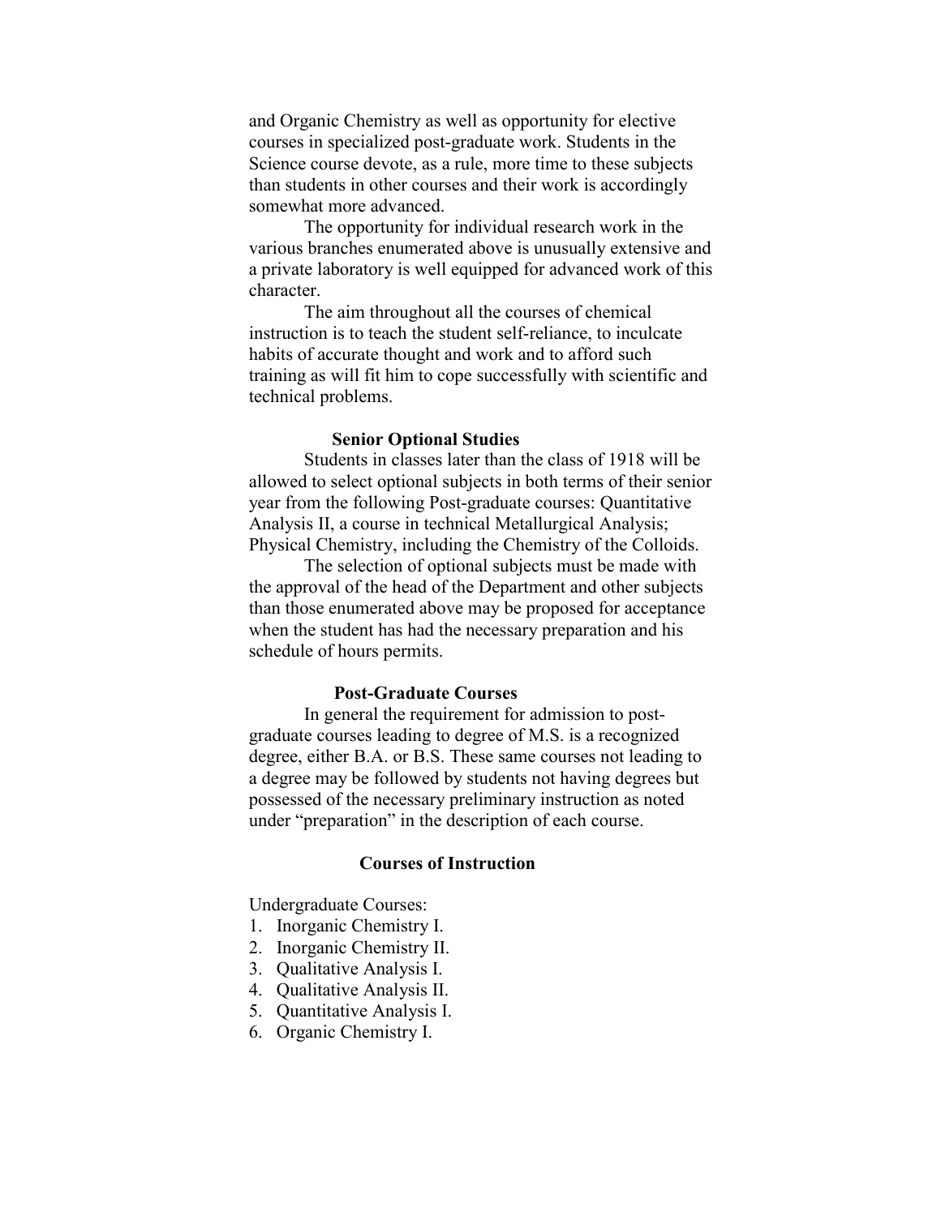and Organic Chemistry as well as opportunity for elective courses in specialized post-graduate work. Students in the Science course devote, as a rule, more time to these subjects than students in other courses and their work is accordingly somewhat more advanced.

The opportunity for individual research work in the various branches enumerated above is unusually extensive and a private laboratory is well equipped for advanced work of this character.

The aim throughout all the courses of chemical instruction is to teach the student self-reliance, to inculcate habits of accurate thought and work and to afford such training as will fit him to cope successfully with scientific and technical problems.

### Senior Optional Studies

Students in classes later than the class of 1918 will be allowed to select optional subjects in both terms of their senior year from the following Post-graduate courses: Quantitative Analysis II, a course in technical Metallurgical Analysis; Physical Chemistry, including the Chemistry of the Colloids.

The selection of optional subjects must be made with the approval of the head of the Department and other subjects than those enumerated above may be proposed for acceptance when the student has had the necessary preparation and his schedule of hours permits.

### Post-Graduate Courses

In general the requirement for admission to post-graduate courses leading to degree of M.S. is a recognized degree, either B.A. or B.S. These same courses not leading to a degree may be followed by students not having degrees but possessed of the necessary preliminary instruction as noted under "preparation" in the description of each course.

### Courses of Instruction

Undergraduate Courses:

1. Inorganic Chemistry I.
2. Inorganic Chemistry II.
3. Qualitative Analysis I.
4. Qualitative Analysis II.
5. Quantitative Analysis I.
6. Organic Chemistry I.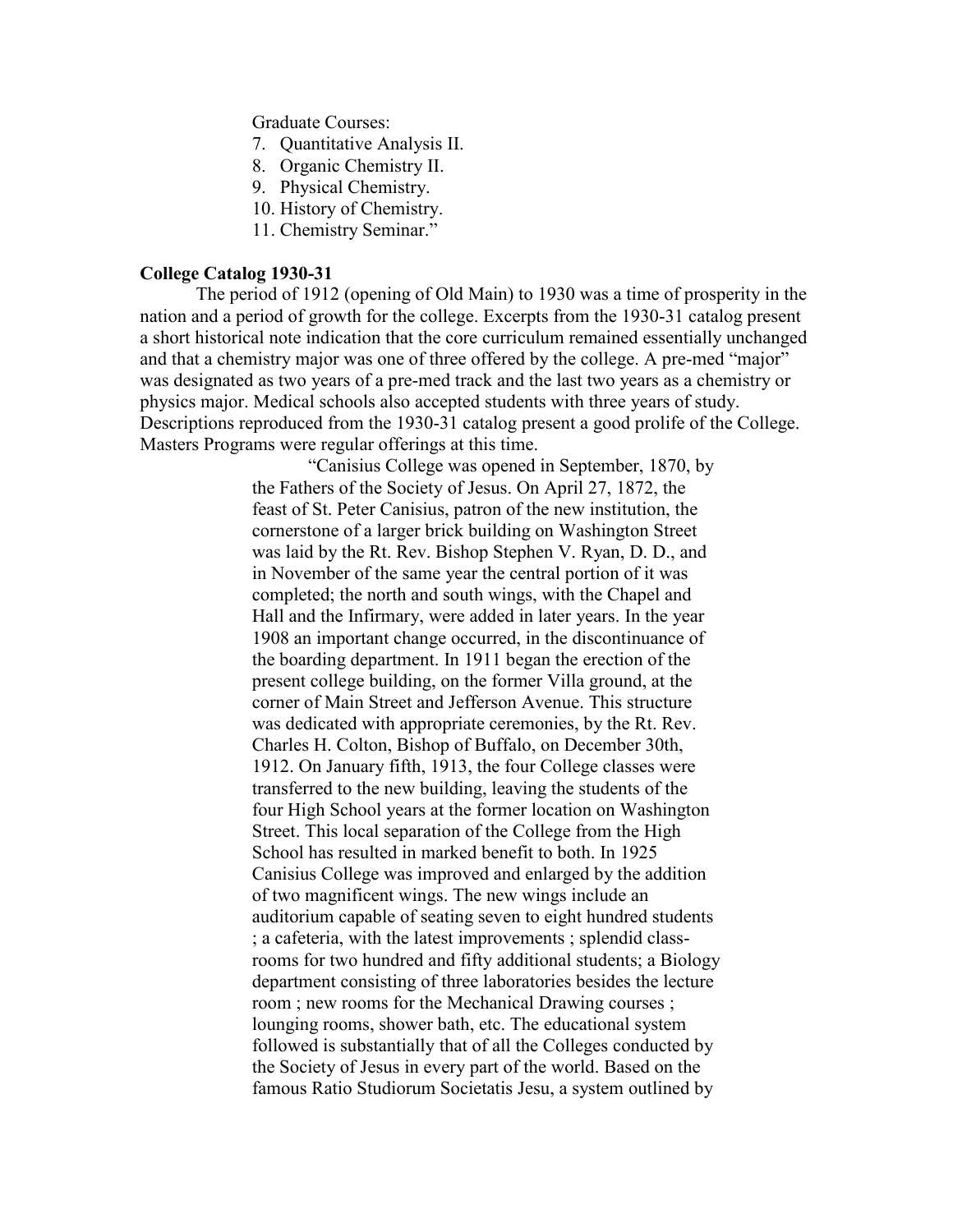Graduate Courses:

7. Quantitative Analysis II.
8. Organic Chemistry II.
9. Physical Chemistry.
10. History of Chemistry.
11. Chemistry Seminar."

**College Catalog 1930-31**

The period of 1912 (opening of Old Main) to 1930 was a time of prosperity in the nation and a period of growth for the college. Excerpts from the 1930-31 catalog present a short historical note indication that the core curriculum remained essentially unchanged and that a chemistry major was one of three offered by the college. A pre-med "major" was designated as two years of a pre-med track and the last two years as a chemistry or physics major. Medical schools also accepted students with three years of study. Descriptions reproduced from the 1930-31 catalog present a good prolife of the College. Masters Programs were regular offerings at this time.

> "Canisius College was opened in September, 1870, by the Fathers of the Society of Jesus. On April 27, 1872, the feast of St. Peter Canisius, patron of the new institution, the cornerstone of a larger brick building on Washington Street was laid by the Rt. Rev. Bishop Stephen V. Ryan, D. D., and in November of the same year the central portion of it was completed; the north and south wings, with the Chapel and Hall and the Infirmary, were added in later years. In the year 1908 an important change occurred, in the discontinuance of the boarding department. In 1911 began the erection of the present college building, on the former Villa ground, at the corner of Main Street and Jefferson Avenue. This structure was dedicated with appropriate ceremonies, by the Rt. Rev. Charles H. Colton, Bishop of Buffalo, on December 30th, 1912. On January fifth, 1913, the four College classes were transferred to the new building, leaving the students of the four High School years at the former location on Washington Street. This local separation of the College from the High School has resulted in marked benefit to both. In 1925 Canisius College was improved and enlarged by the addition of two magnificent wings. The new wings include an auditorium capable of seating seven to eight hundred students ; a cafeteria, with the latest improvements ; splendid class-rooms for two hundred and fifty additional students; a Biology department consisting of three laboratories besides the lecture room ; new rooms for the Mechanical Drawing courses ; lounging rooms, shower bath, etc. The educational system followed is substantially that of all the Colleges conducted by the Society of Jesus in every part of the world. Based on the famous Ratio Studiorum Societatis Jesu, a system outlined by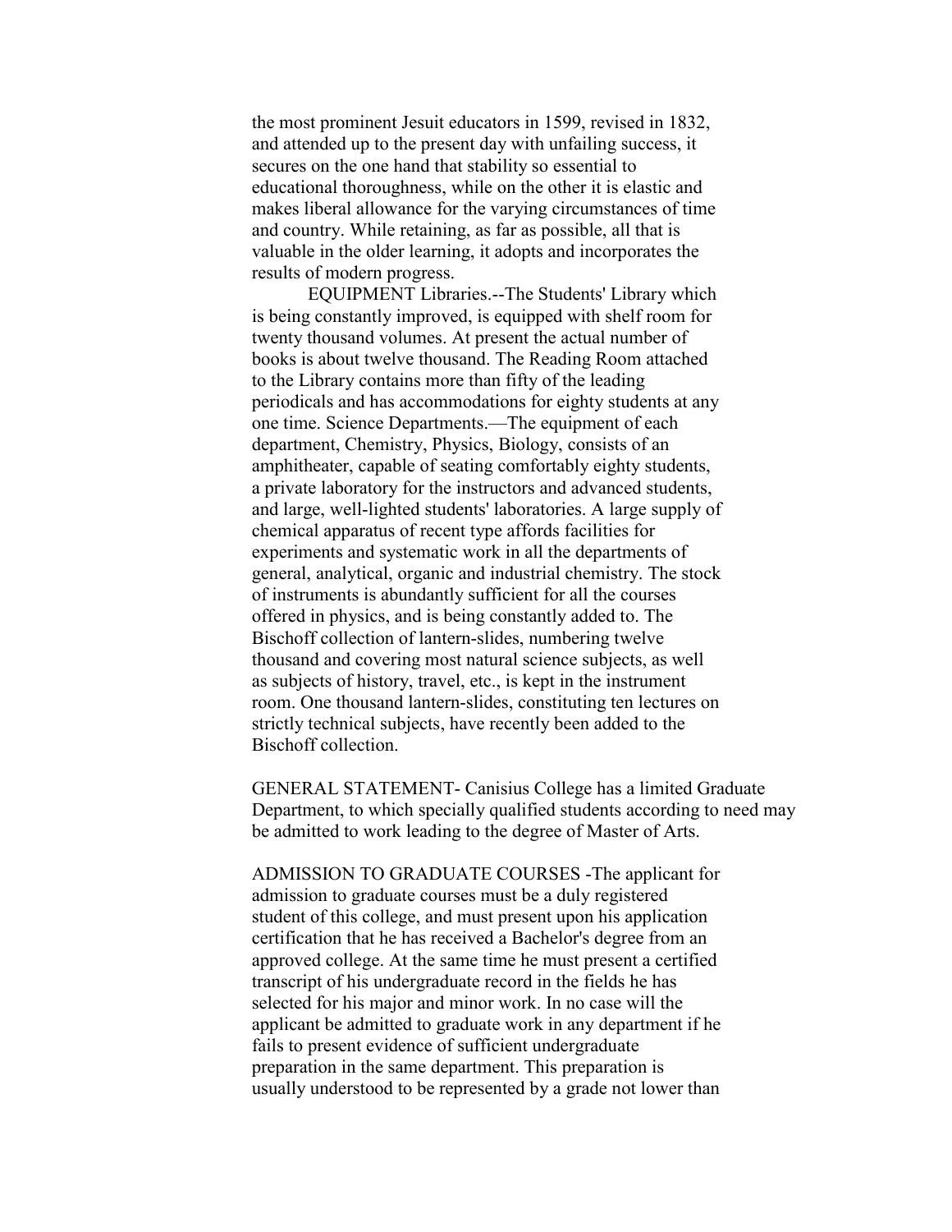the most prominent Jesuit educators in 1599, revised in 1832, and attended up to the present day with unfailing success, it secures on the one hand that stability so essential to educational thoroughness, while on the other it is elastic and makes liberal allowance for the varying circumstances of time and country. While retaining, as far as possible, all that is valuable in the older learning, it adopts and incorporates the results of modern progress.

EQUIPMENT Libraries.--The Students' Library which is being constantly improved, is equipped with shelf room for twenty thousand volumes. At present the actual number of books is about twelve thousand. The Reading Room attached to the Library contains more than fifty of the leading periodicals and has accommodations for eighty students at any one time. Science Departments.—The equipment of each department, Chemistry, Physics, Biology, consists of an amphitheater, capable of seating comfortably eighty students, a private laboratory for the instructors and advanced students, and large, well-lighted students' laboratories. A large supply of chemical apparatus of recent type affords facilities for experiments and systematic work in all the departments of general, analytical, organic and industrial chemistry. The stock of instruments is abundantly sufficient for all the courses offered in physics, and is being constantly added to. The Bischoff collection of lantern-slides, numbering twelve thousand and covering most natural science subjects, as well as subjects of history, travel, etc., is kept in the instrument room. One thousand lantern-slides, constituting ten lectures on strictly technical subjects, have recently been added to the Bischoff collection.

GENERAL STATEMENT- Canisius College has a limited Graduate Department, to which specially qualified students according to need may be admitted to work leading to the degree of Master of Arts.

ADMISSION TO GRADUATE COURSES -The applicant for admission to graduate courses must be a duly registered student of this college, and must present upon his application certification that he has received a Bachelor's degree from an approved college. At the same time he must present a certified transcript of his undergraduate record in the fields he has selected for his major and minor work. In no case will the applicant be admitted to graduate work in any department if he fails to present evidence of sufficient undergraduate preparation in the same department. This preparation is usually understood to be represented by a grade not lower than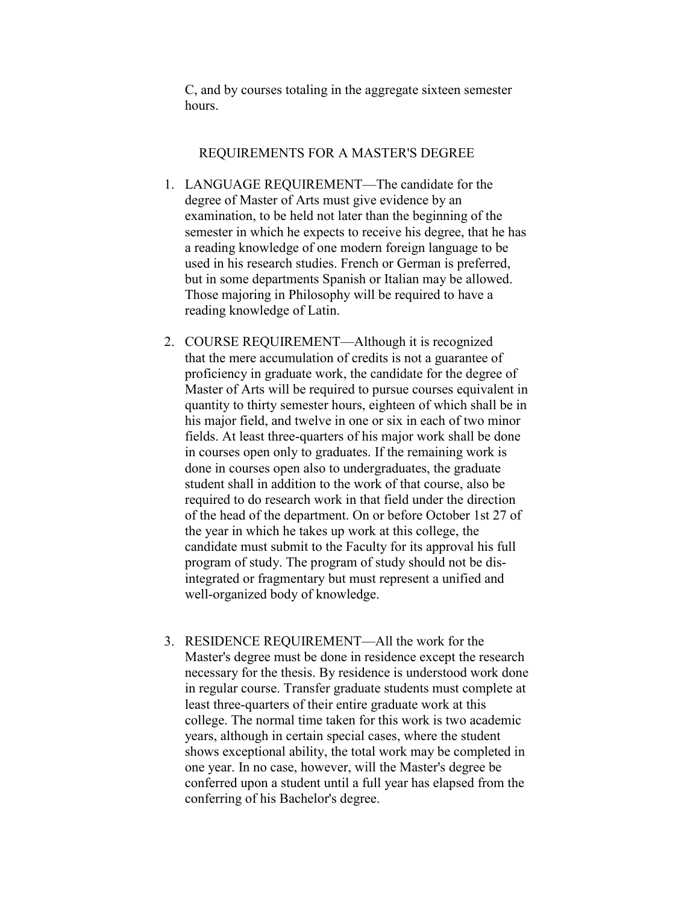C, and by courses totaling in the aggregate sixteen semester hours.

## REQUIREMENTS FOR A MASTER'S DEGREE

1. LANGUAGE REQUIREMENT—The candidate for the degree of Master of Arts must give evidence by an examination, to be held not later than the beginning of the semester in which he expects to receive his degree, that he has a reading knowledge of one modern foreign language to be used in his research studies. French or German is preferred, but in some departments Spanish or Italian may be allowed. Those majoring in Philosophy will be required to have a reading knowledge of Latin.

2. COURSE REQUIREMENT—Although it is recognized that the mere accumulation of credits is not a guarantee of proficiency in graduate work, the candidate for the degree of Master of Arts will be required to pursue courses equivalent in quantity to thirty semester hours, eighteen of which shall be in his major field, and twelve in one or six in each of two minor fields. At least three-quarters of his major work shall be done in courses open only to graduates. If the remaining work is done in courses open also to undergraduates, the graduate student shall in addition to the work of that course, also be required to do research work in that field under the direction of the head of the department. On or before October 1st 27 of the year in which he takes up work at this college, the candidate must submit to the Faculty for its approval his full program of study. The program of study should not be dis-integrated or fragmentary but must represent a unified and well-organized body of knowledge.

3. RESIDENCE REQUIREMENT—All the work for the Master's degree must be done in residence except the research necessary for the thesis. By residence is understood work done in regular course. Transfer graduate students must complete at least three-quarters of their entire graduate work at this college. The normal time taken for this work is two academic years, although in certain special cases, where the student shows exceptional ability, the total work may be completed in one year. In no case, however, will the Master's degree be conferred upon a student until a full year has elapsed from the conferring of his Bachelor's degree.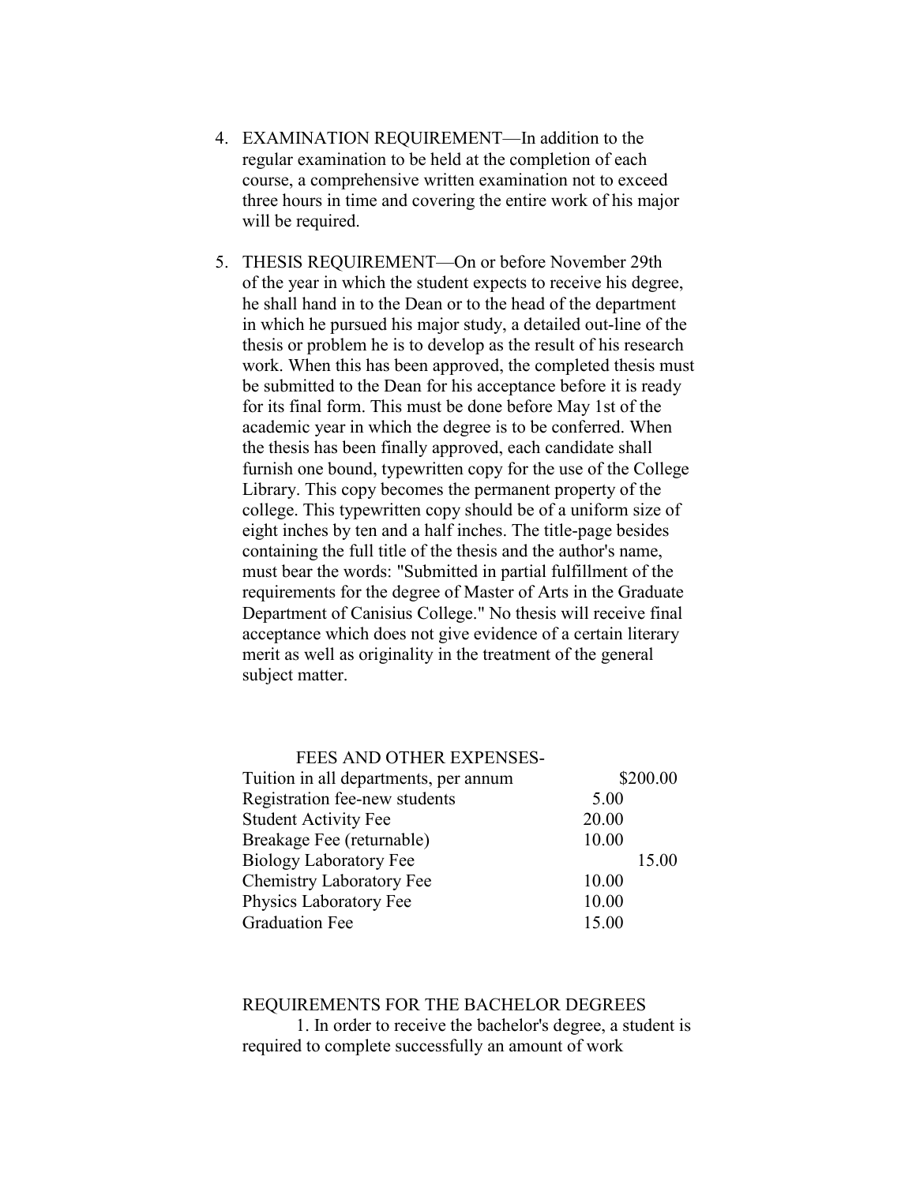4. EXAMINATION REQUIREMENT—In addition to the regular examination to be held at the completion of each course, a comprehensive written examination not to exceed three hours in time and covering the entire work of his major will be required.

5. THESIS REQUIREMENT—On or before November 29th of the year in which the student expects to receive his degree, he shall hand in to the Dean or to the head of the department in which he pursued his major study, a detailed out-line of the thesis or problem he is to develop as the result of his research work. When this has been approved, the completed thesis must be submitted to the Dean for his acceptance before it is ready for its final form. This must be done before May 1st of the academic year in which the degree is to be conferred. When the thesis has been finally approved, each candidate shall furnish one bound, typewritten copy for the use of the College Library. This copy becomes the permanent property of the college. This typewritten copy should be of a uniform size of eight inches by ten and a half inches. The title-page besides containing the full title of the thesis and the author's name, must bear the words: "Submitted in partial fulfillment of the requirements for the degree of Master of Arts in the Graduate Department of Canisius College." No thesis will receive final acceptance which does not give evidence of a certain literary merit as well as originality in the treatment of the general subject matter.

FEES AND OTHER EXPENSES-

| | | |
|---|---|---|
| Tuition in all departments, per annum | | \$200.00 |
| Registration fee-new students | 5.00 | |
| Student Activity Fee | 20.00 | |
| Breakage Fee (returnable) | 10.00 | |
| Biology Laboratory Fee | | 15.00 |
| Chemistry Laboratory Fee | 10.00 | |
| Physics Laboratory Fee | 10.00 | |
| Graduation Fee | 15.00 | |

REQUIREMENTS FOR THE BACHELOR DEGREES

1. In order to receive the bachelor's degree, a student is required to complete successfully an amount of work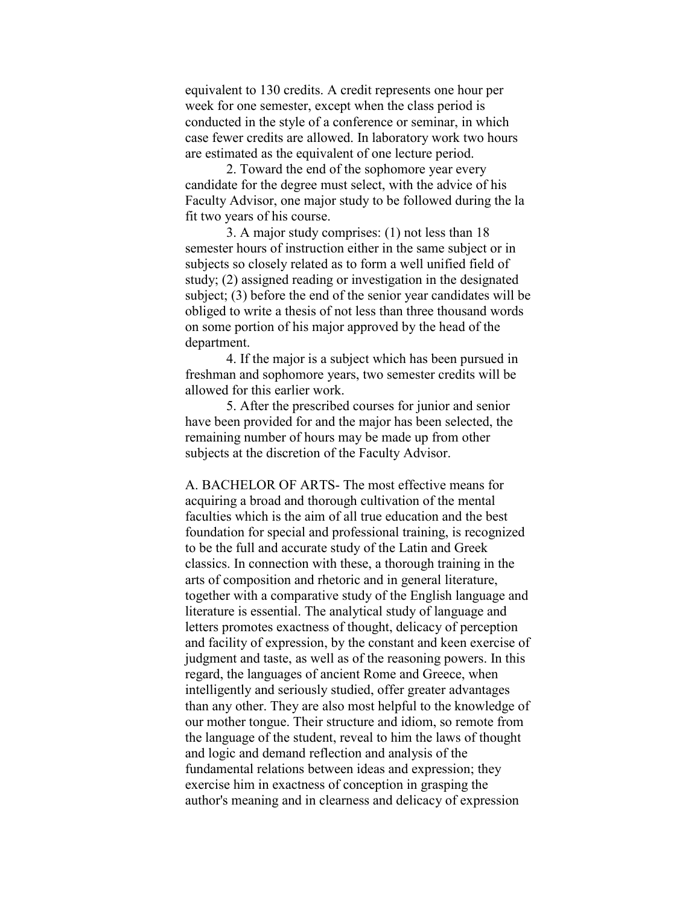equivalent to 130 credits. A credit represents one hour per week for one semester, except when the class period is conducted in the style of a conference or seminar, in which case fewer credits are allowed. In laboratory work two hours are estimated as the equivalent of one lecture period.

2. Toward the end of the sophomore year every candidate for the degree must select, with the advice of his Faculty Advisor, one major study to be followed during the la fit two years of his course.

3. A major study comprises: (1) not less than 18 semester hours of instruction either in the same subject or in subjects so closely related as to form a well unified field of study; (2) assigned reading or investigation in the designated subject; (3) before the end of the senior year candidates will be obliged to write a thesis of not less than three thousand words on some portion of his major approved by the head of the department.

4. If the major is a subject which has been pursued in freshman and sophomore years, two semester credits will be allowed for this earlier work.

5. After the prescribed courses for junior and senior have been provided for and the major has been selected, the remaining number of hours may be made up from other subjects at the discretion of the Faculty Advisor.

A. BACHELOR OF ARTS- The most effective means for acquiring a broad and thorough cultivation of the mental faculties which is the aim of all true education and the best foundation for special and professional training, is recognized to be the full and accurate study of the Latin and Greek classics. In connection with these, a thorough training in the arts of composition and rhetoric and in general literature, together with a comparative study of the English language and literature is essential. The analytical study of language and letters promotes exactness of thought, delicacy of perception and facility of expression, by the constant and keen exercise of judgment and taste, as well as of the reasoning powers. In this regard, the languages of ancient Rome and Greece, when intelligently and seriously studied, offer greater advantages than any other. They are also most helpful to the knowledge of our mother tongue. Their structure and idiom, so remote from the language of the student, reveal to him the laws of thought and logic and demand reflection and analysis of the fundamental relations between ideas and expression; they exercise him in exactness of conception in grasping the author's meaning and in clearness and delicacy of expression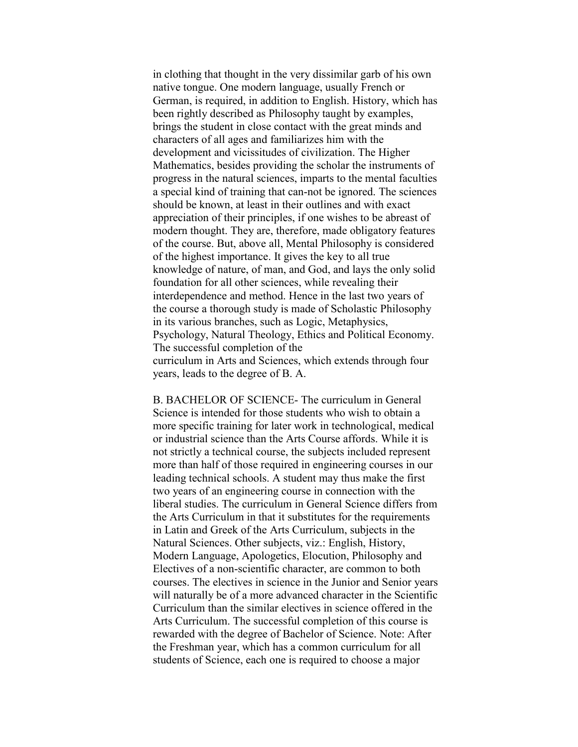in clothing that thought in the very dissimilar garb of his own native tongue. One modern language, usually French or German, is required, in addition to English. History, which has been rightly described as Philosophy taught by examples, brings the student in close contact with the great minds and characters of all ages and familiarizes him with the development and vicissitudes of civilization. The Higher Mathematics, besides providing the scholar the instruments of progress in the natural sciences, imparts to the mental faculties a special kind of training that can-not be ignored. The sciences should be known, at least in their outlines and with exact appreciation of their principles, if one wishes to be abreast of modern thought. They are, therefore, made obligatory features of the course. But, above all, Mental Philosophy is considered of the highest importance. It gives the key to all true knowledge of nature, of man, and God, and lays the only solid foundation for all other sciences, while revealing their interdependence and method. Hence in the last two years of the course a thorough study is made of Scholastic Philosophy in its various branches, such as Logic, Metaphysics, Psychology, Natural Theology, Ethics and Political Economy. The successful completion of the curriculum in Arts and Sciences, which extends through four years, leads to the degree of B. A.

B. BACHELOR OF SCIENCE- The curriculum in General Science is intended for those students who wish to obtain a more specific training for later work in technological, medical or industrial science than the Arts Course affords. While it is not strictly a technical course, the subjects included represent more than half of those required in engineering courses in our leading technical schools. A student may thus make the first two years of an engineering course in connection with the liberal studies. The curriculum in General Science differs from the Arts Curriculum in that it substitutes for the requirements in Latin and Greek of the Arts Curriculum, subjects in the Natural Sciences. Other subjects, viz.: English, History, Modern Language, Apologetics, Elocution, Philosophy and Electives of a non-scientific character, are common to both courses. The electives in science in the Junior and Senior years will naturally be of a more advanced character in the Scientific Curriculum than the similar electives in science offered in the Arts Curriculum. The successful completion of this course is rewarded with the degree of Bachelor of Science. Note: After the Freshman year, which has a common curriculum for all students of Science, each one is required to choose a major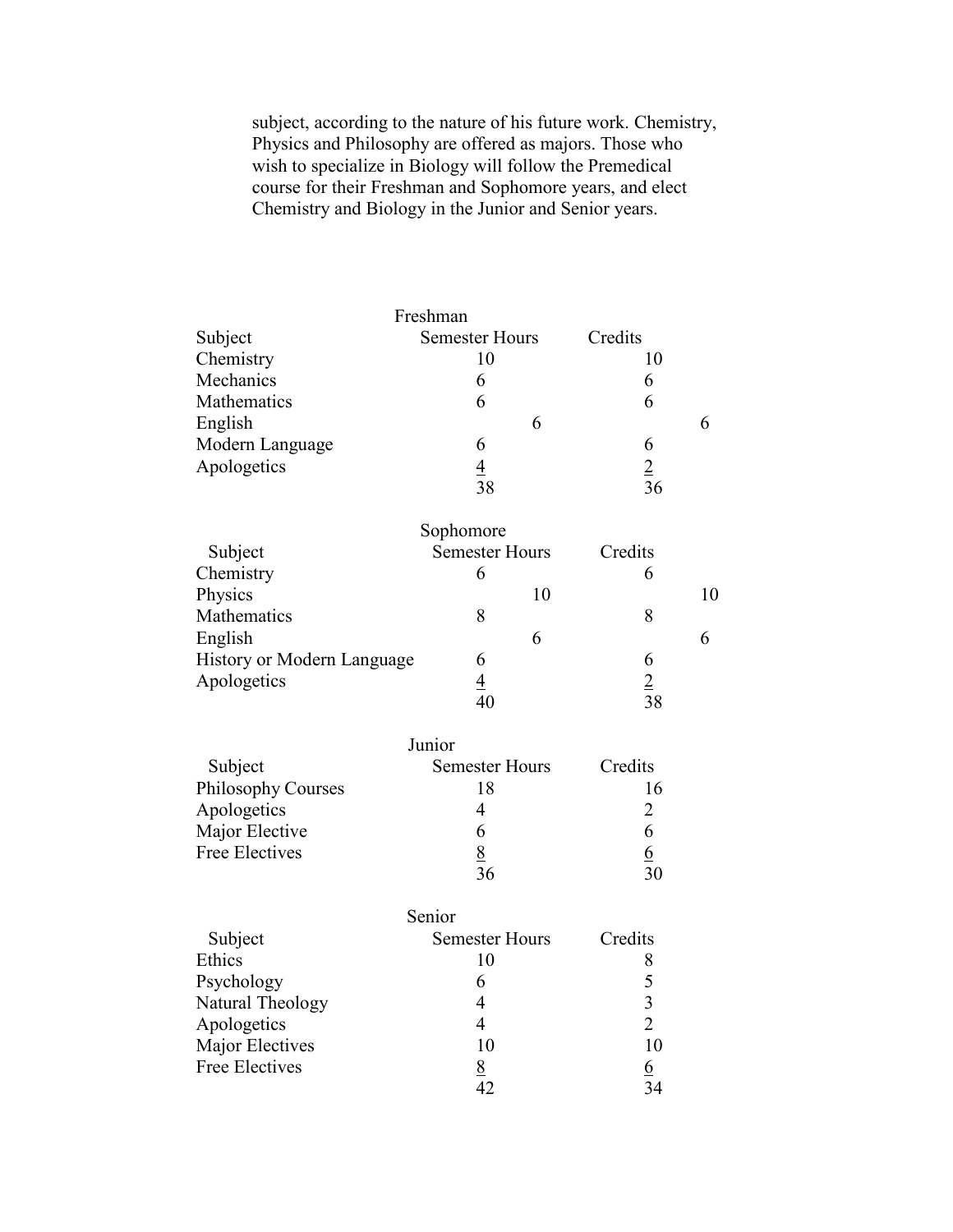subject, according to the nature of his future work. Chemistry, Physics and Philosophy are offered as majors. Those who wish to specialize in Biology will follow the Premedical course for their Freshman and Sophomore years, and elect Chemistry and Biology in the Junior and Senior years.

Freshman

| Subject | Semester Hours | Credits |
| --- | --- | --- |
| Chemistry | 10 | 10 |
| Mechanics | 6 | 6 |
| Mathematics | 6 | 6 |
| English | 6 | 6 |
| Modern Language | 6 | 6 |
| Apologetics | 4 | 2 |
| | 38 | 36 |

Sophomore

| Subject | Semester Hours | Credits |
| --- | --- | --- |
| Chemistry | 6 | 6 |
| Physics | 10 | 10 |
| Mathematics | 8 | 8 |
| English | 6 | 6 |
| History or Modern Language | 6 | 6 |
| Apologetics | 4 | 2 |
| | 40 | 38 |

Junior

| Subject | Semester Hours | Credits |
| --- | --- | --- |
| Philosophy Courses | 18 | 16 |
| Apologetics | 4 | 2 |
| Major Elective | 6 | 6 |
| Free Electives | 8 | 6 |
| | 36 | 30 |

Senior

| Subject | Semester Hours | Credits |
| --- | --- | --- |
| Ethics | 10 | 8 |
| Psychology | 6 | 5 |
| Natural Theology | 4 | 3 |
| Apologetics | 4 | 2 |
| Major Electives | 10 | 10 |
| Free Electives | 8 | 6 |
| | 42 | 34 |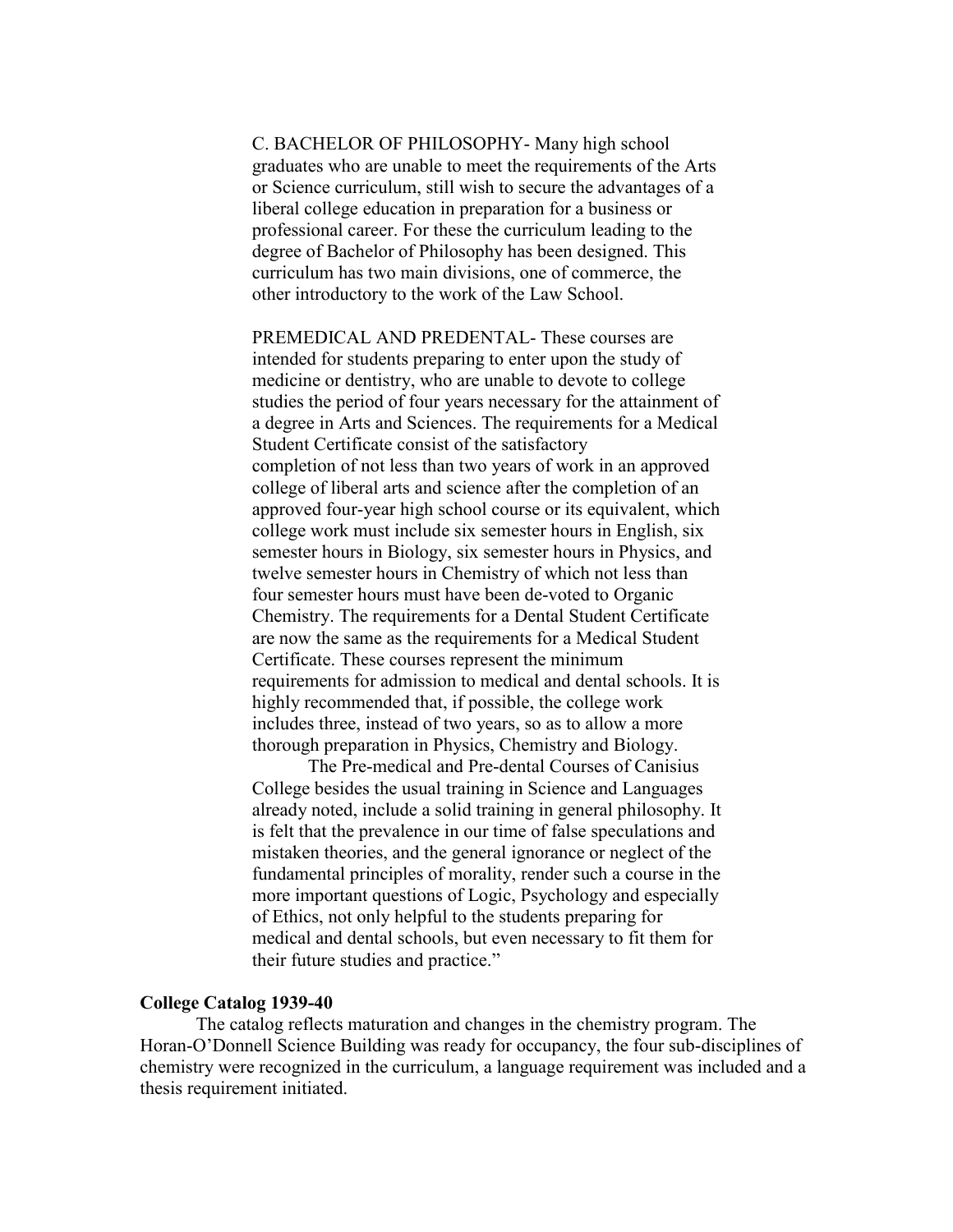C. BACHELOR OF PHILOSOPHY- Many high school graduates who are unable to meet the requirements of the Arts or Science curriculum, still wish to secure the advantages of a liberal college education in preparation for a business or professional career. For these the curriculum leading to the degree of Bachelor of Philosophy has been designed. This curriculum has two main divisions, one of commerce, the other introductory to the work of the Law School.

PREMEDICAL AND PREDENTAL- These courses are intended for students preparing to enter upon the study of medicine or dentistry, who are unable to devote to college studies the period of four years necessary for the attainment of a degree in Arts and Sciences. The requirements for a Medical Student Certificate consist of the satisfactory completion of not less than two years of work in an approved college of liberal arts and science after the completion of an approved four-year high school course or its equivalent, which college work must include six semester hours in English, six semester hours in Biology, six semester hours in Physics, and twelve semester hours in Chemistry of which not less than four semester hours must have been de-voted to Organic Chemistry. The requirements for a Dental Student Certificate are now the same as the requirements for a Medical Student Certificate. These courses represent the minimum requirements for admission to medical and dental schools. It is highly recommended that, if possible, the college work includes three, instead of two years, so as to allow a more thorough preparation in Physics, Chemistry and Biology.

The Pre-medical and Pre-dental Courses of Canisius College besides the usual training in Science and Languages already noted, include a solid training in general philosophy. It is felt that the prevalence in our time of false speculations and mistaken theories, and the general ignorance or neglect of the fundamental principles of morality, render such a course in the more important questions of Logic, Psychology and especially of Ethics, not only helpful to the students preparing for medical and dental schools, but even necessary to fit them for their future studies and practice."

**College Catalog 1939-40**

The catalog reflects maturation and changes in the chemistry program. The Horan-O'Donnell Science Building was ready for occupancy, the four sub-disciplines of chemistry were recognized in the curriculum, a language requirement was included and a thesis requirement initiated.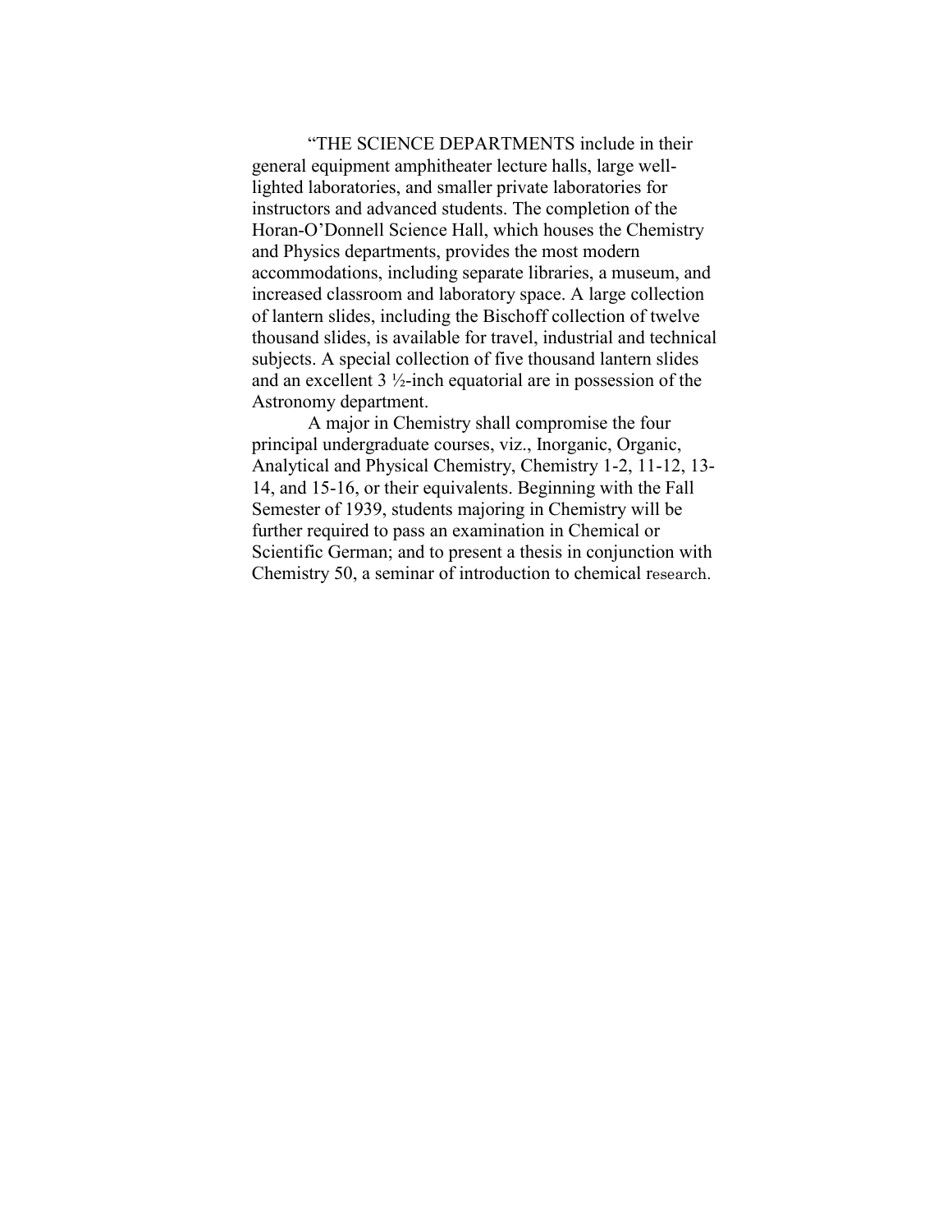"THE SCIENCE DEPARTMENTS include in their general equipment amphitheater lecture halls, large well-lighted laboratories, and smaller private laboratories for instructors and advanced students. The completion of the Horan-O'Donnell Science Hall, which houses the Chemistry and Physics departments, provides the most modern accommodations, including separate libraries, a museum, and increased classroom and laboratory space. A large collection of lantern slides, including the Bischoff collection of twelve thousand slides, is available for travel, industrial and technical subjects. A special collection of five thousand lantern slides and an excellent 3 ½-inch equatorial are in possession of the Astronomy department.

A major in Chemistry shall compromise the four principal undergraduate courses, viz., Inorganic, Organic, Analytical and Physical Chemistry, Chemistry 1-2, 11-12, 13-14, and 15-16, or their equivalents. Beginning with the Fall Semester of 1939, students majoring in Chemistry will be further required to pass an examination in Chemical or Scientific German; and to present a thesis in conjunction with Chemistry 50, a seminar of introduction to chemical research.